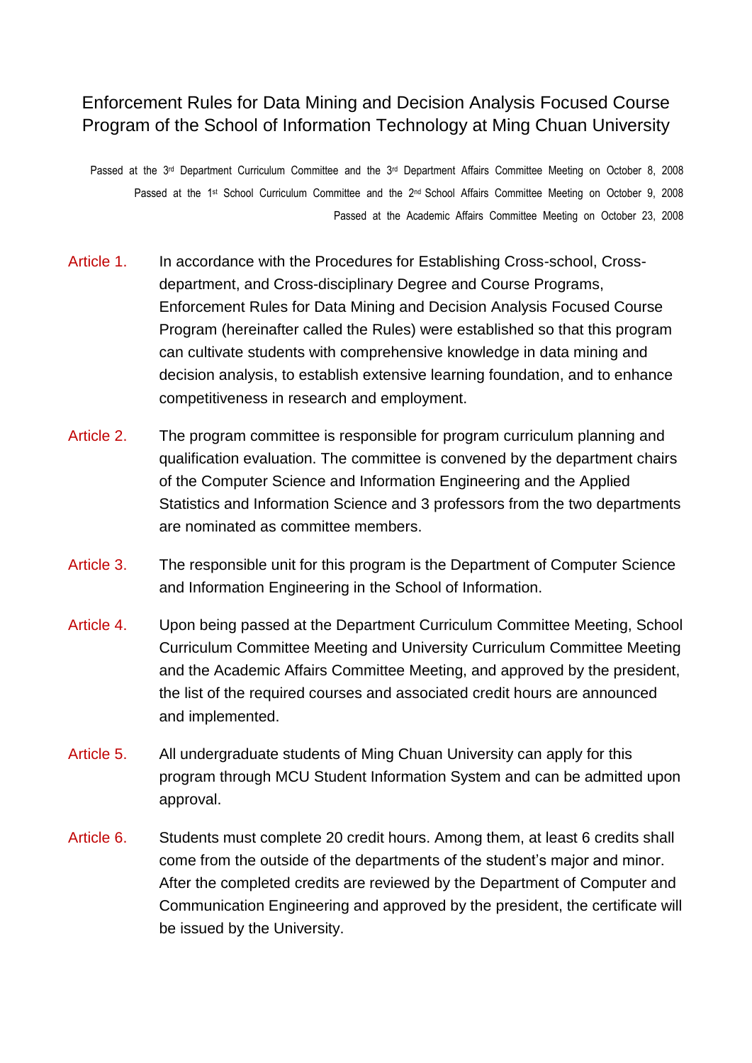# Enforcement Rules for Data Mining and Decision Analysis Focused Course Program of the School of Information Technology at Ming Chuan University

Passed at the 3rd Department Curriculum Committee and the 3rd Department Affairs Committee Meeting on October 8, 2008

Passed at the 1st School Curriculum Committee and the 2nd School Affairs Committee Meeting on October 9, 2008

Passed at the Academic Affairs Committee Meeting on October 23, 2008

**Article 1.** In accordance with the Procedures for Establishing Cross-school, Cross-department, and Cross-disciplinary Degree and Course Programs, Enforcement Rules for Data Mining and Decision Analysis Focused Course Program (hereinafter called the Rules) were established so that this program can cultivate students with comprehensive knowledge in data mining and decision analysis, to establish extensive learning foundation, and to enhance competitiveness in research and employment.

**Article 2.** The program committee is responsible for program curriculum planning and qualification evaluation. The committee is convened by the department chairs of the Computer Science and Information Engineering and the Applied Statistics and Information Science and 3 professors from the two departments are nominated as committee members.

**Article 3.** The responsible unit for this program is the Department of Computer Science and Information Engineering in the School of Information.

**Article 4.** Upon being passed at the Department Curriculum Committee Meeting, School Curriculum Committee Meeting and University Curriculum Committee Meeting and the Academic Affairs Committee Meeting, and approved by the president, the list of the required courses and associated credit hours are announced and implemented.

**Article 5.** All undergraduate students of Ming Chuan University can apply for this program through MCU Student Information System and can be admitted upon approval.

**Article 6.** Students must complete 20 credit hours. Among them, at least 6 credits shall come from the outside of the departments of the student's major and minor. After the completed credits are reviewed by the Department of Computer and Communication Engineering and approved by the president, the certificate will be issued by the University.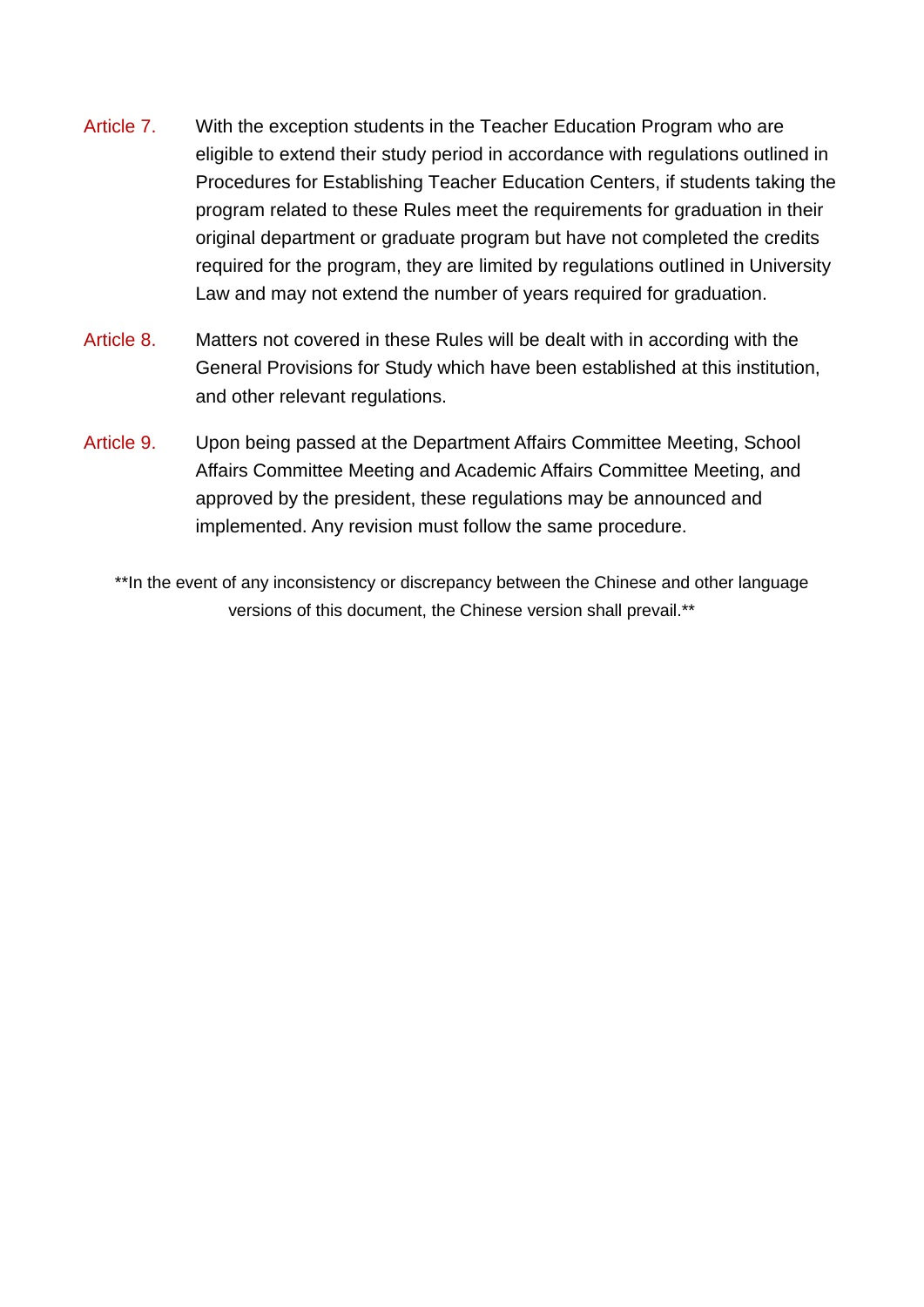Article 7. With the exception students in the Teacher Education Program who are eligible to extend their study period in accordance with regulations outlined in Procedures for Establishing Teacher Education Centers, if students taking the program related to these Rules meet the requirements for graduation in their original department or graduate program but have not completed the credits required for the program, they are limited by regulations outlined in University Law and may not extend the number of years required for graduation.

Article 8. Matters not covered in these Rules will be dealt with in according with the General Provisions for Study which have been established at this institution, and other relevant regulations.

Article 9. Upon being passed at the Department Affairs Committee Meeting, School Affairs Committee Meeting and Academic Affairs Committee Meeting, and approved by the president, these regulations may be announced and implemented. Any revision must follow the same procedure.

**In the event of any inconsistency or discrepancy between the Chinese and other language versions of this document, the Chinese version shall prevail.**